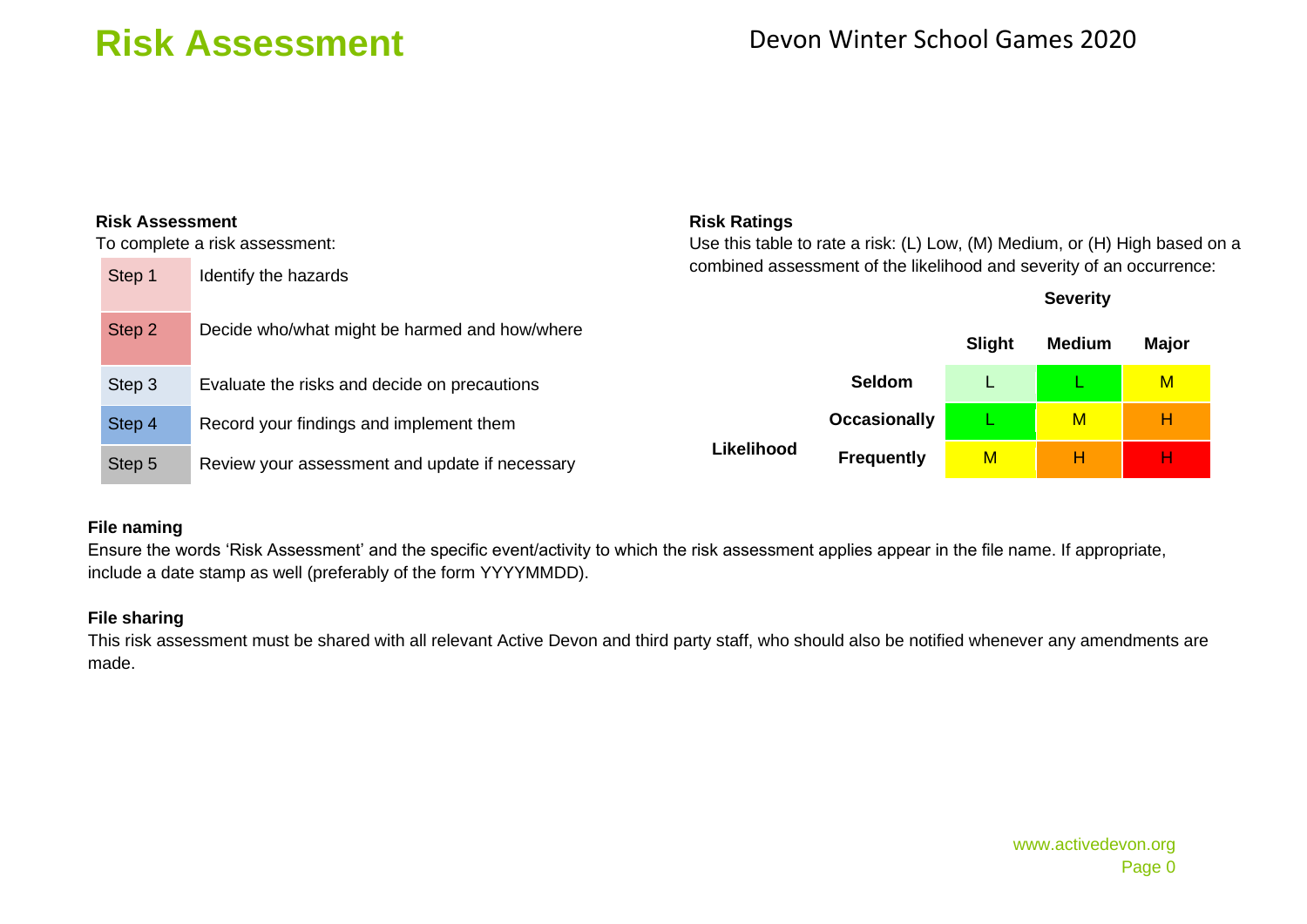# Risk Assessment

Devon Winter School Games 2020

**Risk Assessment**

To complete a risk assessment:

| Step | Action |
| --- | --- |
| Step 1 | Identify the hazards |
| Step 2 | Decide who/what might be harmed and how/where |
| Step 3 | Evaluate the risks and decide on precautions |
| Step 4 | Record your findings and implement them |
| Step 5 | Review your assessment and update if necessary |

**Risk Ratings**

Use this table to rate a risk: (L) Low, (M) Medium, or (H) High based on a combined assessment of the likelihood and severity of an occurrence:

| | | Severity | | |
| --- | --- | --- | --- | --- |
| | | **Slight** | **Medium** | **Major** |
| **Likelihood** | **Seldom** | L | L | M |
| | **Occasionally** | L | M | H |
| | **Frequently** | M | H | H |

**File naming**

Ensure the words 'Risk Assessment' and the specific event/activity to which the risk assessment applies appear in the file name. If appropriate, include a date stamp as well (preferably of the form YYYYMMDD).

**File sharing**

This risk assessment must be shared with all relevant Active Devon and third party staff, who should also be notified whenever any amendments are made.

www.activedevon.org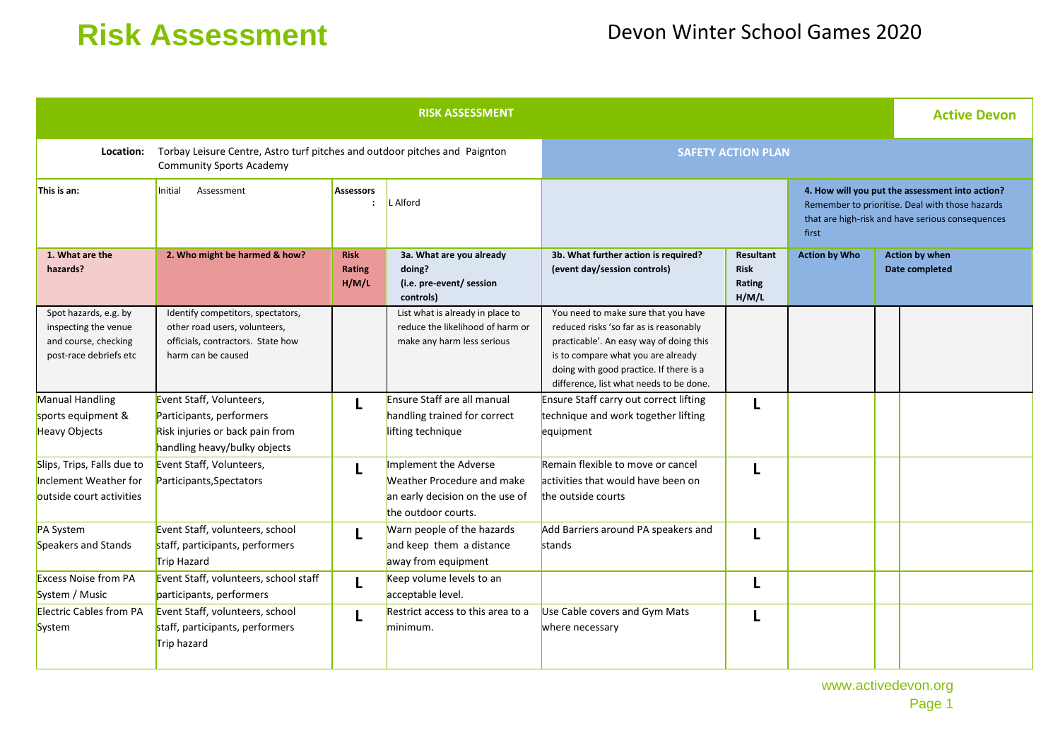# Risk Assessment

Devon Winter School Games 2020

| RISK ASSESSMENT | | | | | | | | Active Devon |
|---|---|---|---|---|---|---|---|---|
| **Location:** | Torbay Leisure Centre, Astro turf pitches and outdoor pitches and Paignton Community Sports Academy | | | **SAFETY ACTION PLAN** | | | | |
| **This is an:** | Initial Assessment | **Assessors:** | L Alford | | | **4. How will you put the assessment into action?** Remember to prioritise. Deal with those hazards that are high-risk and have serious consequences first | | |
| **1. What are the hazards?** | **2. Who might be harmed & how?** | **Risk Rating H/M/L** | **3a. What are you already doing? (i.e. pre-event/ session controls)** | **3b. What further action is required? (event day/session controls)** | **Resultant Risk Rating H/M/L** | **Action by Who** | **Action by when Date completed** | |
| Spot hazards, e.g. by inspecting the venue and course, checking post-race debriefs etc | Identify competitors, spectators, other road users, volunteers, officials, contractors. State how harm can be caused | | List what is already in place to reduce the likelihood of harm or make any harm less serious | You need to make sure that you have reduced risks 'so far as is reasonably practicable'. An easy way of doing this is to compare what you are already doing with good practice. If there is a difference, list what needs to be done. | | | | |
| Manual Handling sports equipment & Heavy Objects | Event Staff, Volunteers, Participants, performers Risk injuries or back pain from handling heavy/bulky objects | **L** | Ensure Staff are all manual handling trained for correct lifting technique | Ensure Staff carry out correct lifting technique and work together lifting equipment | **L** | | | |
| Slips, Trips, Falls due to Inclement Weather for outside court activities | Event Staff, Volunteers, Participants,Spectators | **L** | Implement the Adverse Weather Procedure and make an early decision on the use of the outdoor courts. | Remain flexible to move or cancel activities that would have been on the outside courts | **L** | | | |
| PA System Speakers and Stands | Event Staff, volunteers, school staff, participants, performers Trip Hazard | **L** | Warn people of the hazards and keep them a distance away from equipment | Add Barriers around PA speakers and stands | **L** | | | |
| Excess Noise from PA System / Music | Event Staff, volunteers, school staff participants, performers | **L** | Keep volume levels to an acceptable level. | | **L** | | | |
| Electric Cables from PA System | Event Staff, volunteers, school staff, participants, performers Trip hazard | **L** | Restrict access to this area to a minimum. | Use Cable covers and Gym Mats where necessary | **L** | | | |

www.activedevon.org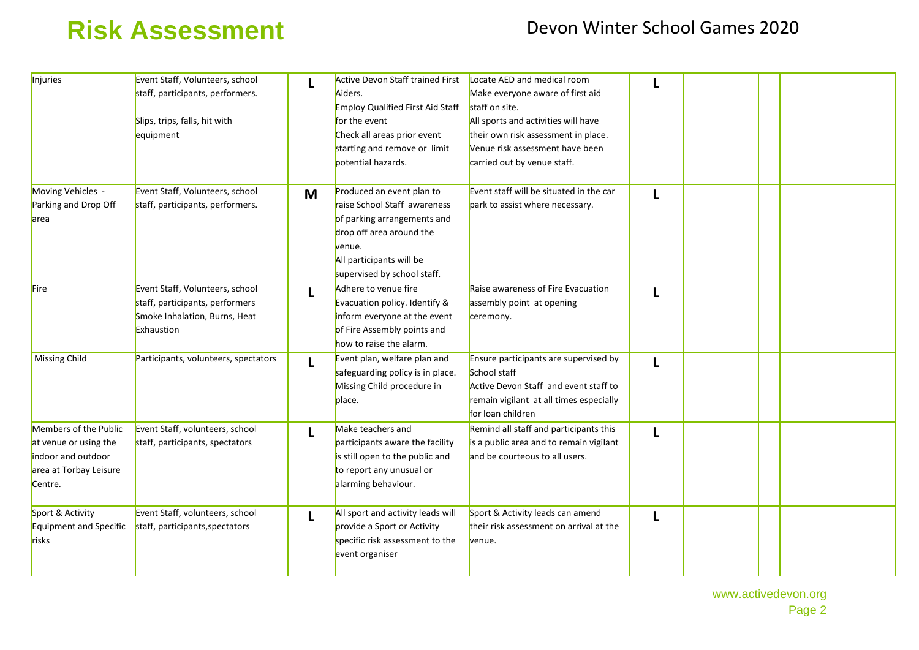# Risk Assessment

Devon Winter School Games 2020

| | | | | | | | | |
|---|---|---|---|---|---|---|---|---|
| Injuries | Event Staff, Volunteers, school staff, participants, performers.<br><br>Slips, trips, falls, hit with equipment | **L** | Active Devon Staff trained First Aiders.<br>Employ Qualified First Aid Staff for the event<br>Check all areas prior event starting and remove or limit potential hazards. | Locate AED and medical room<br>Make everyone aware of first aid staff on site.<br>All sports and activities will have their own risk assessment in place.<br>Venue risk assessment have been carried out by venue staff. | **L** | | | |
| Moving Vehicles - Parking and Drop Off area | Event Staff, Volunteers, school staff, participants, performers. | **M** | Produced an event plan to raise School Staff awareness of parking arrangements and drop off area around the venue.<br>All participants will be supervised by school staff. | Event staff will be situated in the car park to assist where necessary. | **L** | | | |
| Fire | Event Staff, Volunteers, school staff, participants, performers<br>Smoke Inhalation, Burns, Heat Exhaustion | **L** | Adhere to venue fire Evacuation policy. Identify & inform everyone at the event of Fire Assembly points and how to raise the alarm. | Raise awareness of Fire Evacuation assembly point at opening ceremony. | **L** | | | |
| Missing Child | Participants, volunteers, spectators | **L** | Event plan, welfare plan and safeguarding policy is in place.<br>Missing Child procedure in place. | Ensure participants are supervised by School staff<br>Active Devon Staff and event staff to remain vigilant at all times especially for loan children | **L** | | | |
| Members of the Public at venue or using the indoor and outdoor area at Torbay Leisure Centre. | Event Staff, volunteers, school staff, participants, spectators | **L** | Make teachers and participants aware the facility is still open to the public and to report any unusual or alarming behaviour. | Remind all staff and participants this is a public area and to remain vigilant and be courteous to all users. | **L** | | | |
| Sport & Activity Equipment and Specific risks | Event Staff, volunteers, school staff, participants,spectators | **L** | All sport and activity leads will provide a Sport or Activity specific risk assessment to the event organiser | Sport & Activity leads can amend their risk assessment on arrival at the venue. | **L** | | | |

www.activedevon.org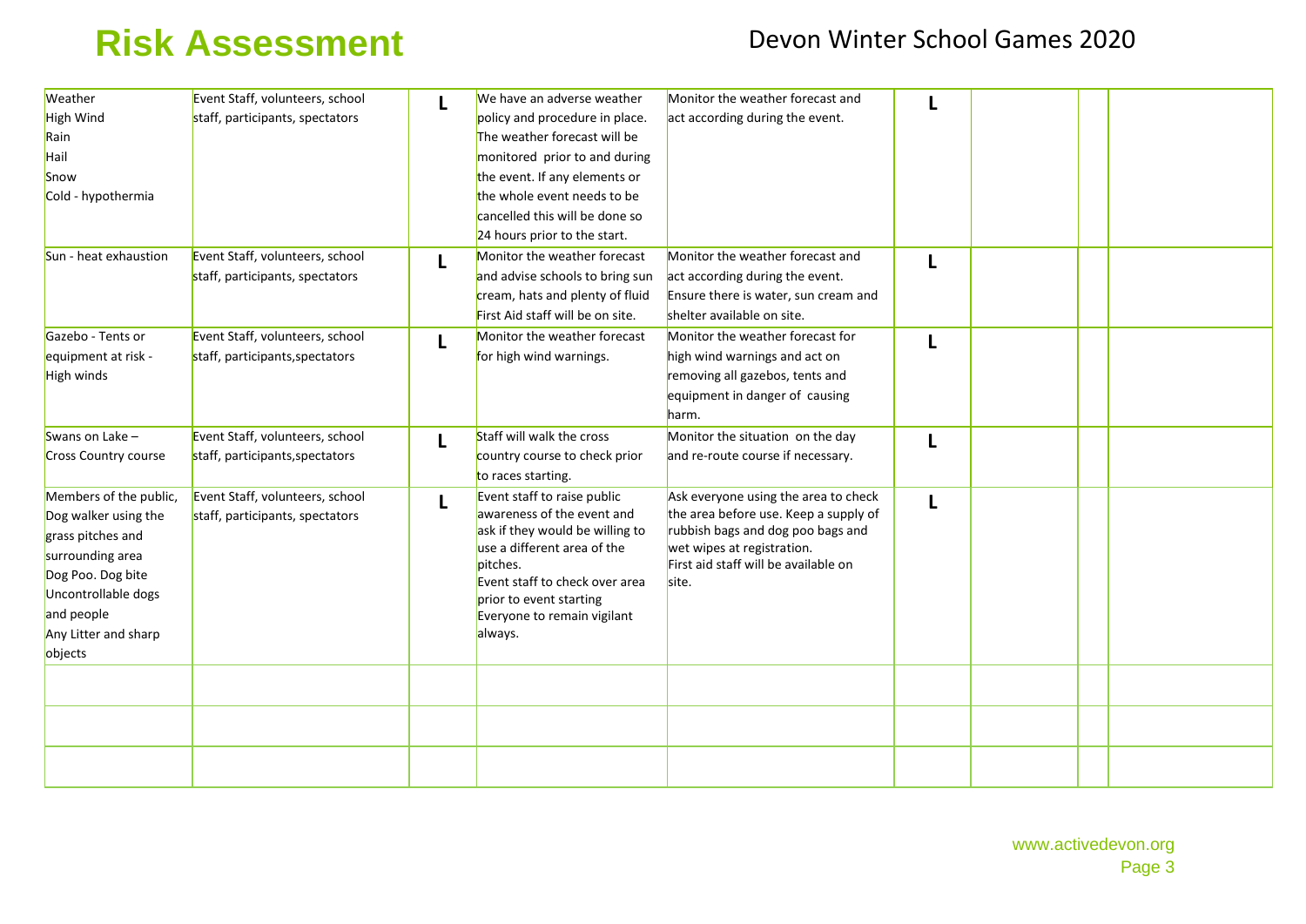# Risk Assessment

Devon Winter School Games 2020

| | | | | | | | | |
|---|---|---|---|---|---|---|---|---|
| Weather<br>High Wind<br>Rain<br>Hail<br>Snow<br>Cold - hypothermia | Event Staff, volunteers, school staff, participants, spectators | **L** | We have an adverse weather policy and procedure in place. The weather forecast will be monitored prior to and during the event. If any elements or the whole event needs to be cancelled this will be done so 24 hours prior to the start. | Monitor the weather forecast and act according during the event. | **L** | | | |
| Sun - heat exhaustion | Event Staff, volunteers, school staff, participants, spectators | **L** | Monitor the weather forecast and advise schools to bring sun cream, hats and plenty of fluid First Aid staff will be on site. | Monitor the weather forecast and act according during the event. Ensure there is water, sun cream and shelter available on site. | **L** | | | |
| Gazebo - Tents or equipment at risk - High winds | Event Staff, volunteers, school staff, participants,spectators | **L** | Monitor the weather forecast for high wind warnings. | Monitor the weather forecast for high wind warnings and act on removing all gazebos, tents and equipment in danger of causing harm. | **L** | | | |
| Swans on Lake – Cross Country course | Event Staff, volunteers, school staff, participants,spectators | **L** | Staff will walk the cross country course to check prior to races starting. | Monitor the situation on the day and re-route course if necessary. | **L** | | | |
| Members of the public, Dog walker using the grass pitches and surrounding area<br>Dog Poo. Dog bite<br>Uncontrollable dogs and people<br>Any Litter and sharp objects | Event Staff, volunteers, school staff, participants, spectators | **L** | Event staff to raise public awareness of the event and ask if they would be willing to use a different area of the pitches.<br>Event staff to check over area prior to event starting<br>Everyone to remain vigilant always. | Ask everyone using the area to check the area before use. Keep a supply of rubbish bags and dog poo bags and wet wipes at registration.<br>First aid staff will be available on site. | **L** | | | |
| | | | | | | | | |
| | | | | | | | | |
| | | | | | | | | |

www.activedevon.org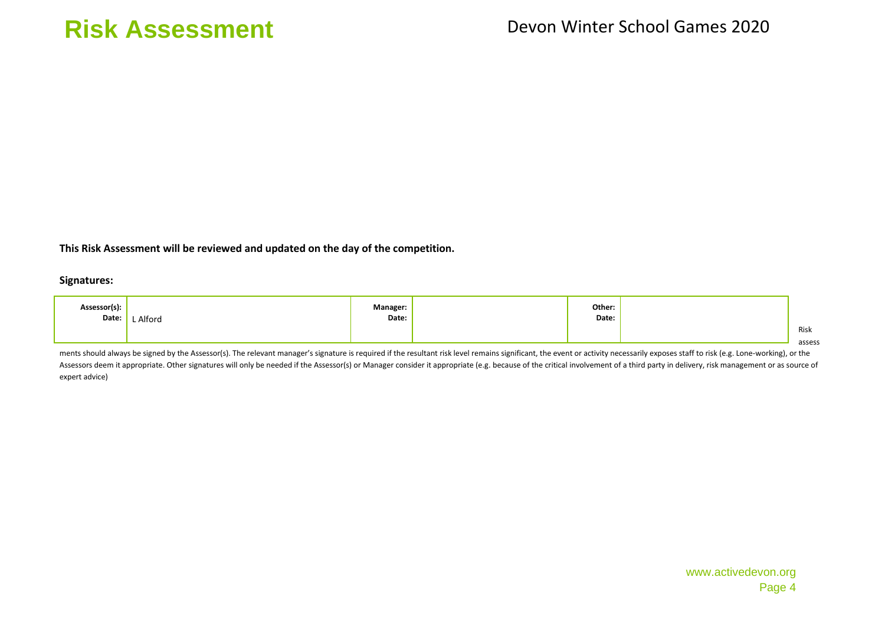# Risk Assessment

Devon Winter School Games 2020

**This Risk Assessment will be reviewed and updated on the day of the competition.**

**Signatures:**

| | | | | | |
|---|---|---|---|---|---|
| **Assessor(s):** **Date:** | L Alford | **Manager:** **Date:** | | **Other:** **Date:** | |

Risk assessments should always be signed by the Assessor(s). The relevant manager's signature is required if the resultant risk level remains significant, the event or activity necessarily exposes staff to risk (e.g. Lone-working), or the Assessors deem it appropriate. Other signatures will only be needed if the Assessor(s) or Manager consider it appropriate (e.g. because of the critical involvement of a third party in delivery, risk management or as source of expert advice)

www.activedevon.org